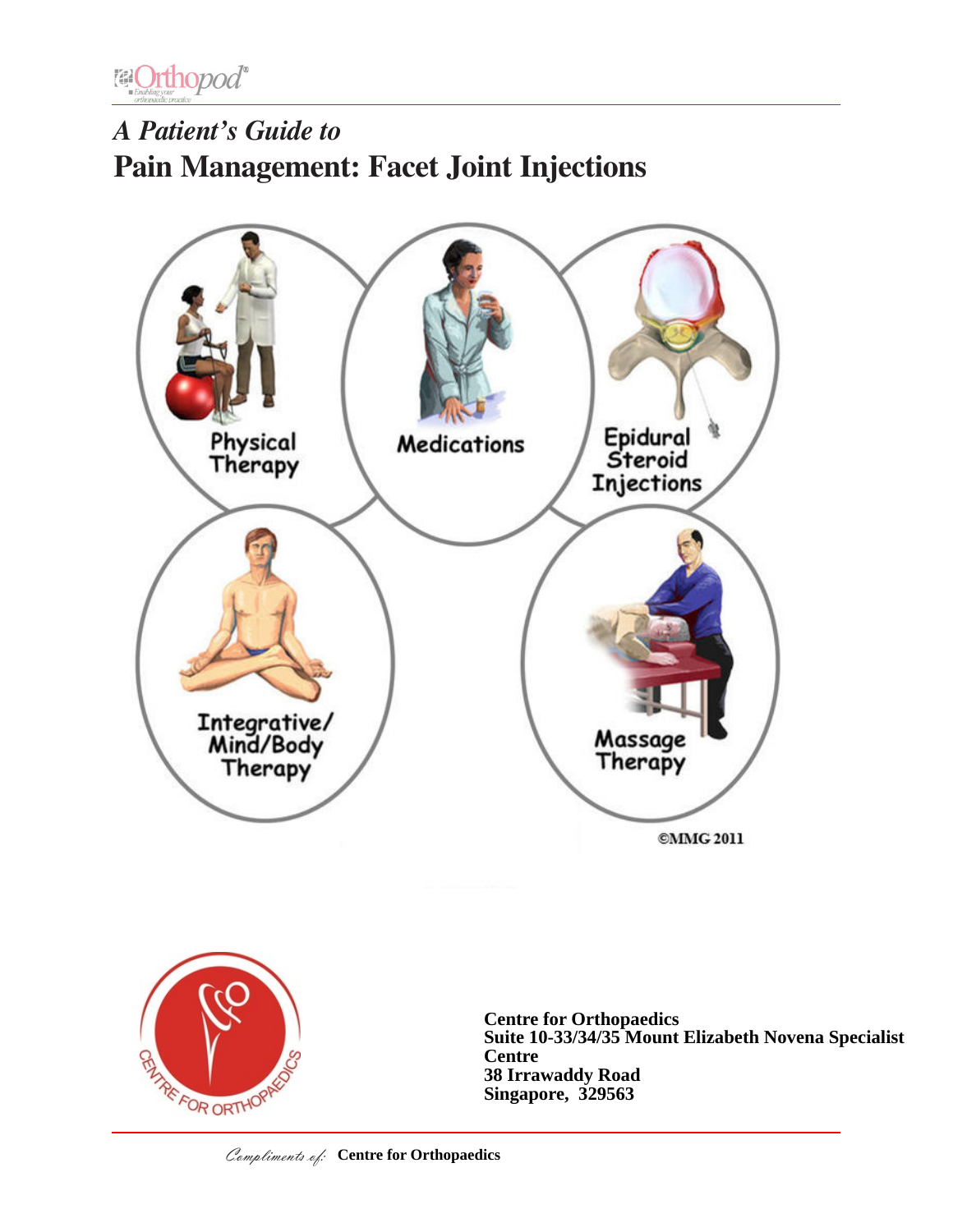*A Patient's Guide to*

# Pain Management: Facet Joint Injections

**Centre for Orthopaedics**
**Suite 10-33/34/35 Mount Elizabeth Novena Specialist Centre**
**38 Irrawaddy Road**
**Singapore, 329563**

*Compliments of:* **Centre for Orthopaedics**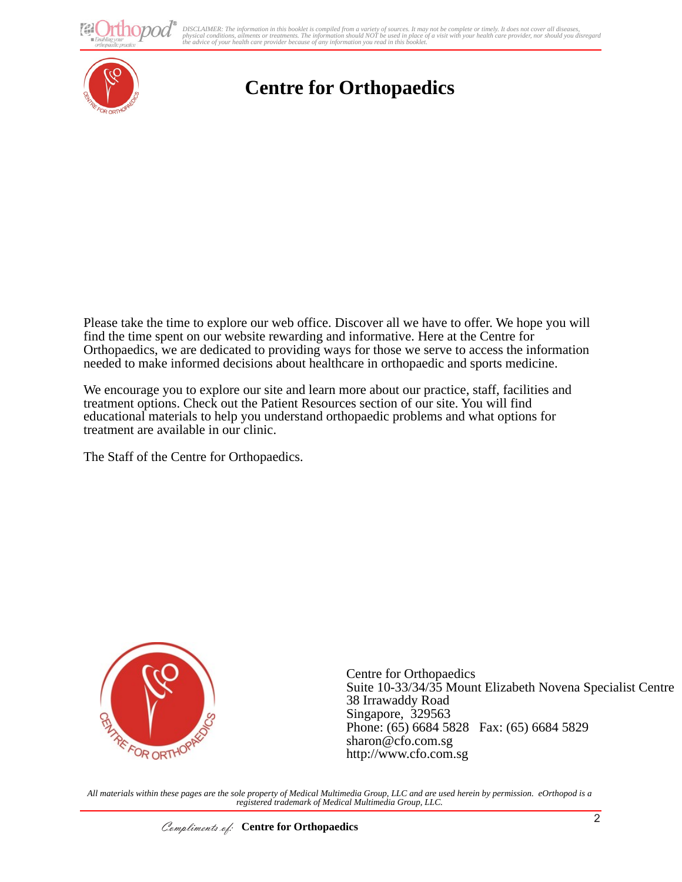# Centre for Orthopaedics

Please take the time to explore our web office. Discover all we have to offer. We hope you will find the time spent on our website rewarding and informative. Here at the Centre for Orthopaedics, we are dedicated to providing ways for those we serve to access the information needed to make informed decisions about healthcare in orthopaedic and sports medicine.

We encourage you to explore our site and learn more about our practice, staff, facilities and treatment options. Check out the Patient Resources section of our site. You will find educational materials to help you understand orthopaedic problems and what options for treatment are available in our clinic.

The Staff of the Centre for Orthopaedics.

Centre for Orthopaedics
Suite 10-33/34/35 Mount Elizabeth Novena Specialist Centre
38 Irrawaddy Road
Singapore, 329563
Phone: (65) 6684 5828 Fax: (65) 6684 5829
sharon@cfo.com.sg
http://www.cfo.com.sg

*All materials within these pages are the sole property of Medical Multimedia Group, LLC and are used herein by permission. eOrthopod is a registered trademark of Medical Multimedia Group, LLC.*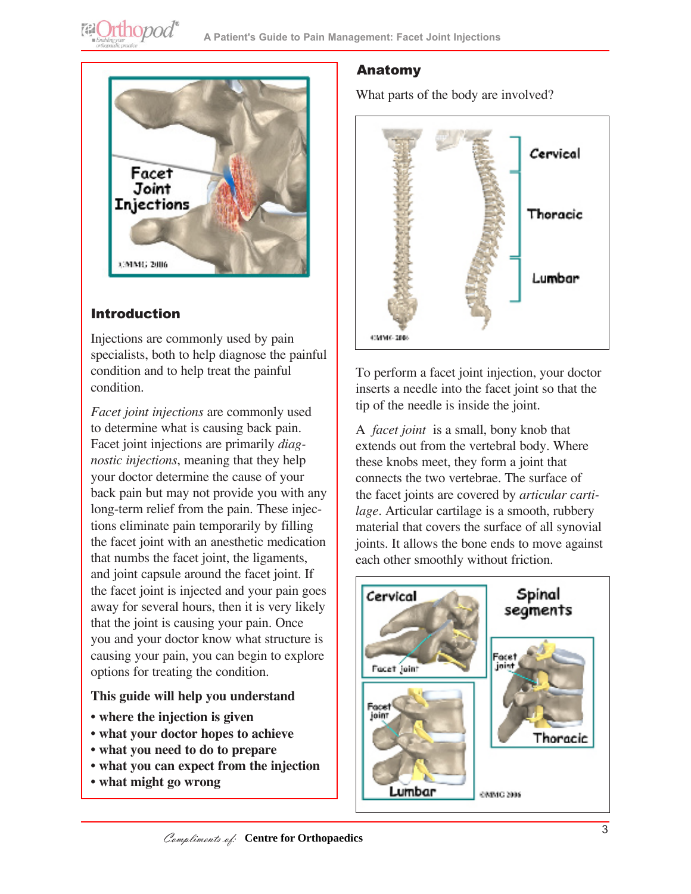## Introduction

Injections are commonly used by pain specialists, both to help diagnose the painful condition and to help treat the painful condition.

*Facet joint injections* are commonly used to determine what is causing back pain. Facet joint injections are primarily *diagnostic injections*, meaning that they help your doctor determine the cause of your back pain but may not provide you with any long-term relief from the pain. These injections eliminate pain temporarily by filling the facet joint with an anesthetic medication that numbs the facet joint, the ligaments, and joint capsule around the facet joint. If the facet joint is injected and your pain goes away for several hours, then it is very likely that the joint is causing your pain. Once you and your doctor know what structure is causing your pain, you can begin to explore options for treating the condition.

**This guide will help you understand**

- **where the injection is given**
- **what your doctor hopes to achieve**
- **what you need to do to prepare**
- **what you can expect from the injection**
- **what might go wrong**

## Anatomy

What parts of the body are involved?

To perform a facet joint injection, your doctor inserts a needle into the facet joint so that the tip of the needle is inside the joint.

A *facet joint* is a small, bony knob that extends out from the vertebral body. Where these knobs meet, they form a joint that connects the two vertebrae. The surface of the facet joints are covered by *articular cartilage*. Articular cartilage is a smooth, rubbery material that covers the surface of all synovial joints. It allows the bone ends to move against each other smoothly without friction.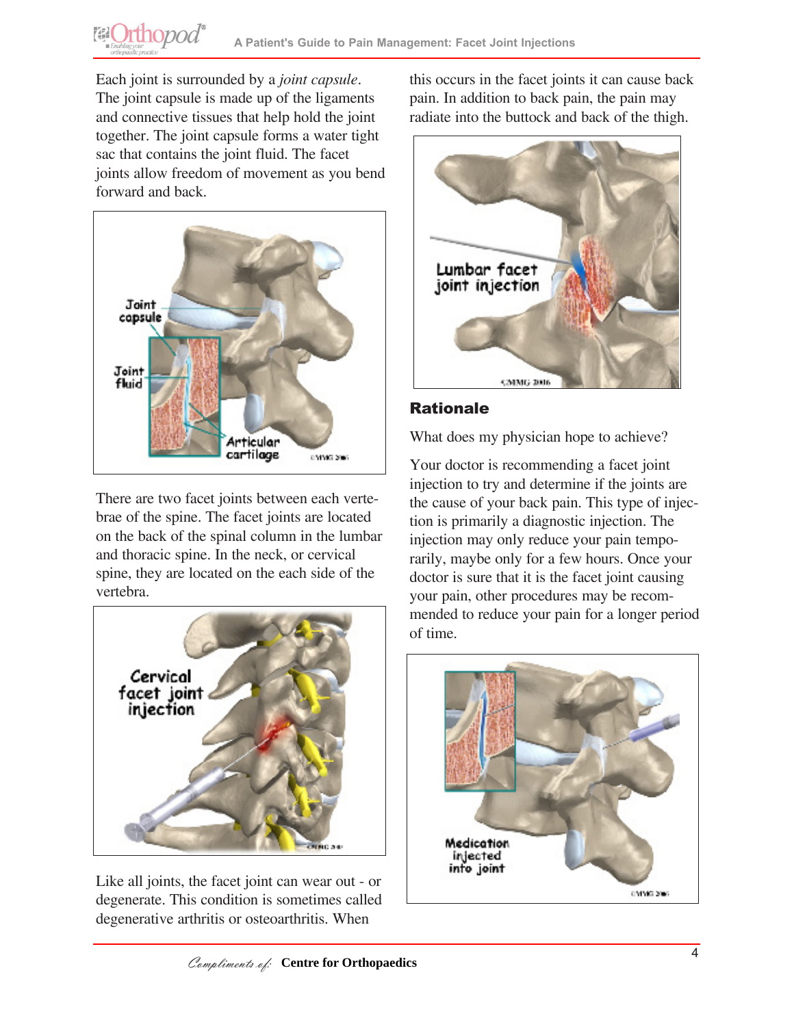Each joint is surrounded by a *joint capsule*. The joint capsule is made up of the ligaments and connective tissues that help hold the joint together. The joint capsule forms a water tight sac that contains the joint fluid. The facet joints allow freedom of movement as you bend forward and back.

There are two facet joints between each vertebrae of the spine. The facet joints are located on the back of the spinal column in the lumbar and thoracic spine. In the neck, or cervical spine, they are located on the each side of the vertebra.

Like all joints, the facet joint can wear out - or degenerate. This condition is sometimes called degenerative arthritis or osteoarthritis. When this occurs in the facet joints it can cause back pain. In addition to back pain, the pain may radiate into the buttock and back of the thigh.

## Rationale

What does my physician hope to achieve?

Your doctor is recommending a facet joint injection to try and determine if the joints are the cause of your back pain. This type of injection is primarily a diagnostic injection. The injection may only reduce your pain temporarily, maybe only for a few hours. Once your doctor is sure that it is the facet joint causing your pain, other procedures may be recommended to reduce your pain for a longer period of time.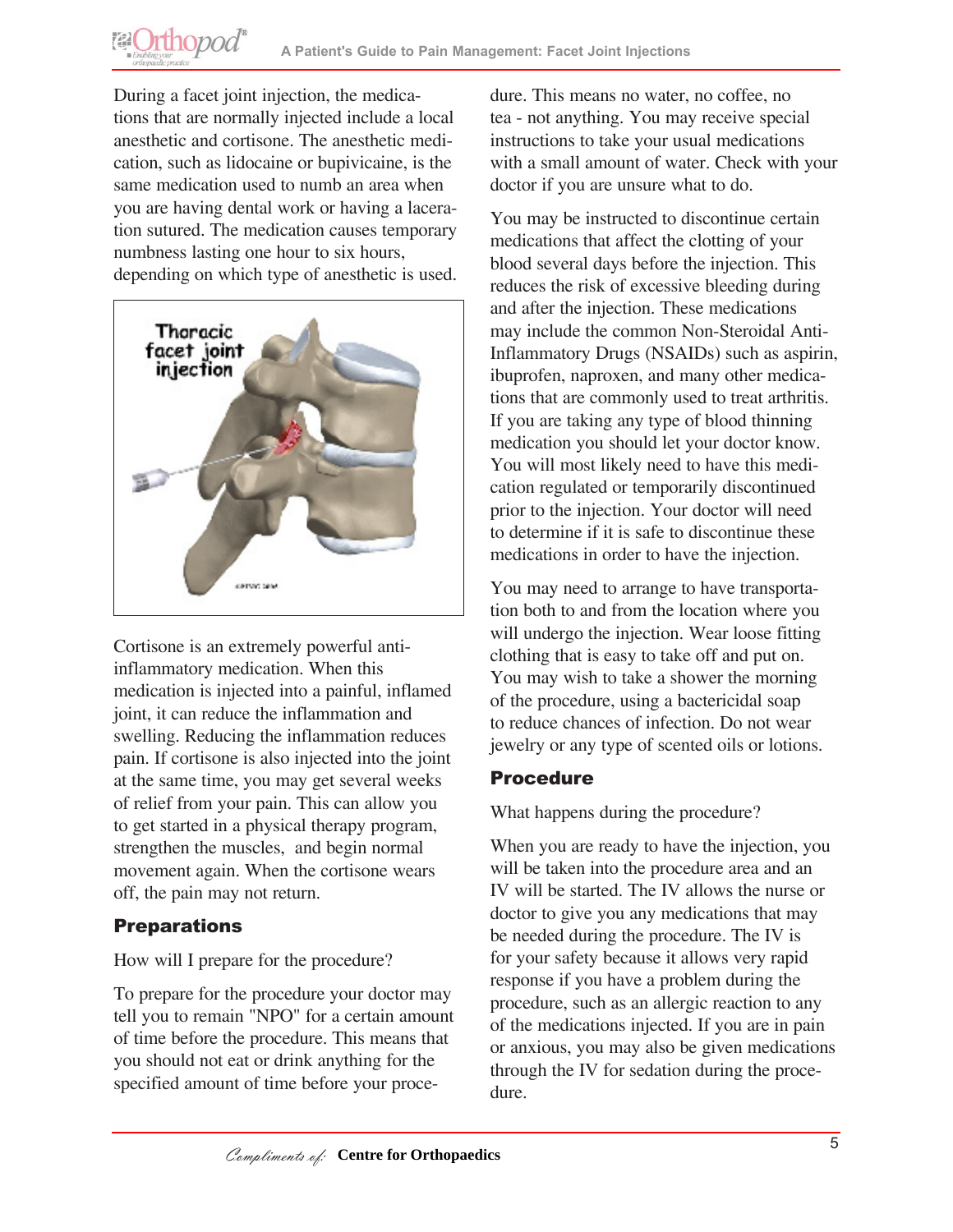During a facet joint injection, the medications that are normally injected include a local anesthetic and cortisone. The anesthetic medication, such as lidocaine or bupivicaine, is the same medication used to numb an area when you are having dental work or having a laceration sutured. The medication causes temporary numbness lasting one hour to six hours, depending on which type of anesthetic is used.

Cortisone is an extremely powerful anti-inflammatory medication. When this medication is injected into a painful, inflamed joint, it can reduce the inflammation and swelling. Reducing the inflammation reduces pain. If cortisone is also injected into the joint at the same time, you may get several weeks of relief from your pain. This can allow you to get started in a physical therapy program, strengthen the muscles, and begin normal movement again. When the cortisone wears off, the pain may not return.

## Preparations

How will I prepare for the procedure?

To prepare for the procedure your doctor may tell you to remain "NPO" for a certain amount of time before the procedure. This means that you should not eat or drink anything for the specified amount of time before your procedure. This means no water, no coffee, no tea - not anything. You may receive special instructions to take your usual medications with a small amount of water. Check with your doctor if you are unsure what to do.

You may be instructed to discontinue certain medications that affect the clotting of your blood several days before the injection. This reduces the risk of excessive bleeding during and after the injection. These medications may include the common Non-Steroidal Anti-Inflammatory Drugs (NSAIDs) such as aspirin, ibuprofen, naproxen, and many other medications that are commonly used to treat arthritis. If you are taking any type of blood thinning medication you should let your doctor know. You will most likely need to have this medication regulated or temporarily discontinued prior to the injection. Your doctor will need to determine if it is safe to discontinue these medications in order to have the injection.

You may need to arrange to have transportation both to and from the location where you will undergo the injection. Wear loose fitting clothing that is easy to take off and put on. You may wish to take a shower the morning of the procedure, using a bactericidal soap to reduce chances of infection. Do not wear jewelry or any type of scented oils or lotions.

## Procedure

What happens during the procedure?

When you are ready to have the injection, you will be taken into the procedure area and an IV will be started. The IV allows the nurse or doctor to give you any medications that may be needed during the procedure. The IV is for your safety because it allows very rapid response if you have a problem during the procedure, such as an allergic reaction to any of the medications injected. If you are in pain or anxious, you may also be given medications through the IV for sedation during the procedure.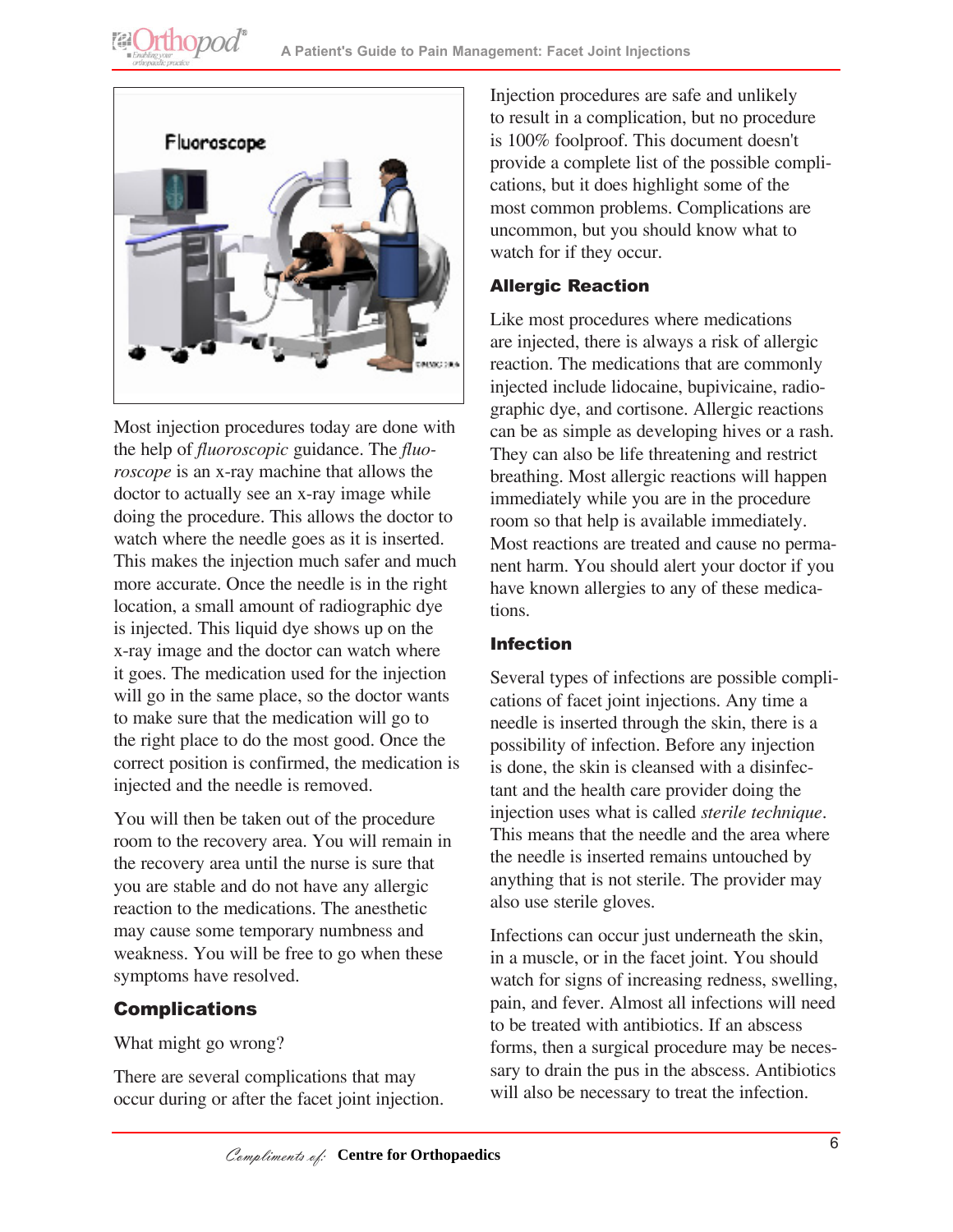Most injection procedures today are done with the help of *fluoroscopic* guidance. The *fluoroscope* is an x-ray machine that allows the doctor to actually see an x-ray image while doing the procedure. This allows the doctor to watch where the needle goes as it is inserted. This makes the injection much safer and much more accurate. Once the needle is in the right location, a small amount of radiographic dye is injected. This liquid dye shows up on the x-ray image and the doctor can watch where it goes. The medication used for the injection will go in the same place, so the doctor wants to make sure that the medication will go to the right place to do the most good. Once the correct position is confirmed, the medication is injected and the needle is removed.

You will then be taken out of the procedure room to the recovery area. You will remain in the recovery area until the nurse is sure that you are stable and do not have any allergic reaction to the medications. The anesthetic may cause some temporary numbness and weakness. You will be free to go when these symptoms have resolved.

## Complications

What might go wrong?

There are several complications that may occur during or after the facet joint injection. Injection procedures are safe and unlikely to result in a complication, but no procedure is 100% foolproof. This document doesn't provide a complete list of the possible complications, but it does highlight some of the most common problems. Complications are uncommon, but you should know what to watch for if they occur.

### Allergic Reaction

Like most procedures where medications are injected, there is always a risk of allergic reaction. The medications that are commonly injected include lidocaine, bupivicaine, radiographic dye, and cortisone. Allergic reactions can be as simple as developing hives or a rash. They can also be life threatening and restrict breathing. Most allergic reactions will happen immediately while you are in the procedure room so that help is available immediately. Most reactions are treated and cause no permanent harm. You should alert your doctor if you have known allergies to any of these medications.

### Infection

Several types of infections are possible complications of facet joint injections. Any time a needle is inserted through the skin, there is a possibility of infection. Before any injection is done, the skin is cleansed with a disinfectant and the health care provider doing the injection uses what is called *sterile technique*. This means that the needle and the area where the needle is inserted remains untouched by anything that is not sterile. The provider may also use sterile gloves.

Infections can occur just underneath the skin, in a muscle, or in the facet joint. You should watch for signs of increasing redness, swelling, pain, and fever. Almost all infections will need to be treated with antibiotics. If an abscess forms, then a surgical procedure may be necessary to drain the pus in the abscess. Antibiotics will also be necessary to treat the infection.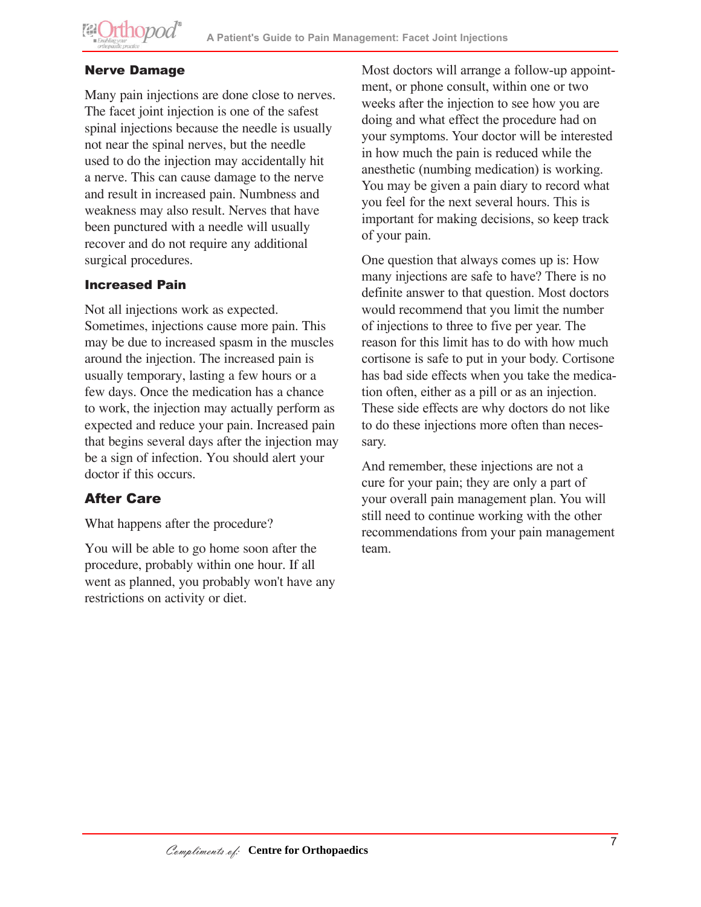### Nerve Damage

Many pain injections are done close to nerves. The facet joint injection is one of the safest spinal injections because the needle is usually not near the spinal nerves, but the needle used to do the injection may accidentally hit a nerve. This can cause damage to the nerve and result in increased pain. Numbness and weakness may also result. Nerves that have been punctured with a needle will usually recover and do not require any additional surgical procedures.

### Increased Pain

Not all injections work as expected. Sometimes, injections cause more pain. This may be due to increased spasm in the muscles around the injection. The increased pain is usually temporary, lasting a few hours or a few days. Once the medication has a chance to work, the injection may actually perform as expected and reduce your pain. Increased pain that begins several days after the injection may be a sign of infection. You should alert your doctor if this occurs.

## After Care

What happens after the procedure?

You will be able to go home soon after the procedure, probably within one hour. If all went as planned, you probably won't have any restrictions on activity or diet.

Most doctors will arrange a follow-up appointment, or phone consult, within one or two weeks after the injection to see how you are doing and what effect the procedure had on your symptoms. Your doctor will be interested in how much the pain is reduced while the anesthetic (numbing medication) is working. You may be given a pain diary to record what you feel for the next several hours. This is important for making decisions, so keep track of your pain.

One question that always comes up is: How many injections are safe to have? There is no definite answer to that question. Most doctors would recommend that you limit the number of injections to three to five per year. The reason for this limit has to do with how much cortisone is safe to put in your body. Cortisone has bad side effects when you take the medication often, either as a pill or as an injection. These side effects are why doctors do not like to do these injections more often than necessary.

And remember, these injections are not a cure for your pain; they are only a part of your overall pain management plan. You will still need to continue working with the other recommendations from your pain management team.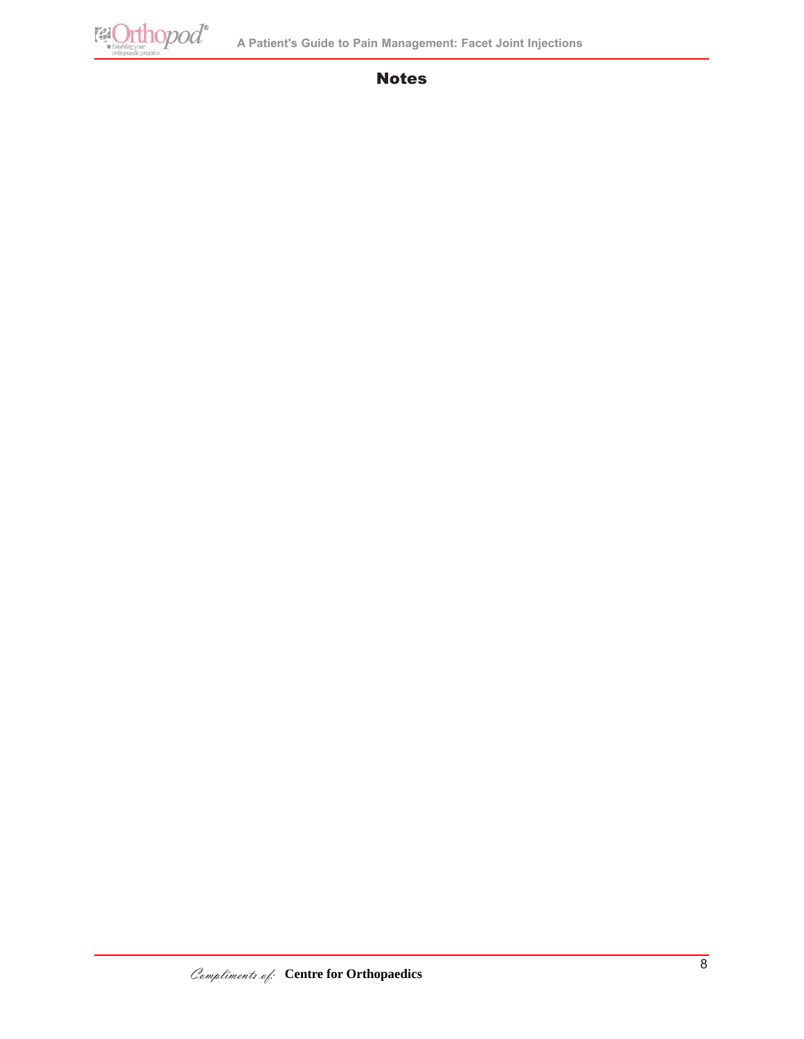## Notes